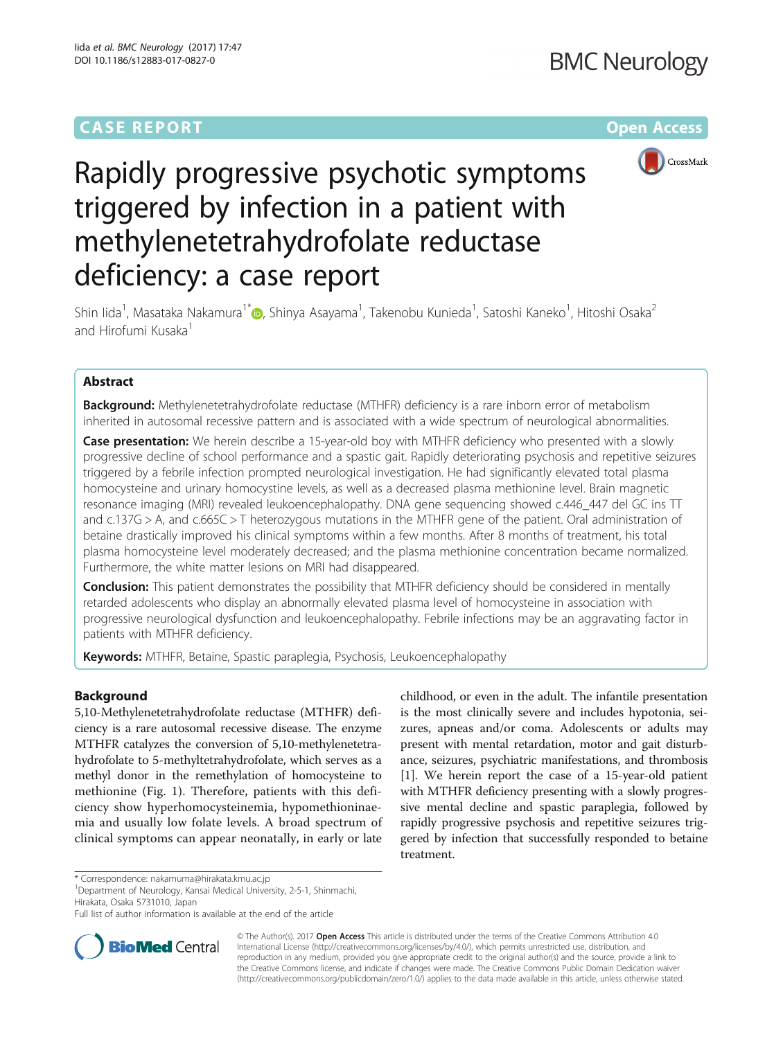CASE REPORT

Open Access

# Rapidly progressive psychotic symptoms triggered by infection in a patient with methylenetetrahydrofolate reductase deficiency: a case report

Shin Iida[1], Masataka Nakamura[1*], Shinya Asayama[1], Takenobu Kunieda[1], Satoshi Kaneko[1], Hitoshi Osaka[2] and Hirofumi Kusaka[1]

## Abstract

**Background:** Methylenetetrahydrofolate reductase (MTHFR) deficiency is a rare inborn error of metabolism inherited in autosomal recessive pattern and is associated with a wide spectrum of neurological abnormalities.

**Case presentation:** We herein describe a 15-year-old boy with MTHFR deficiency who presented with a slowly progressive decline of school performance and a spastic gait. Rapidly deteriorating psychosis and repetitive seizures triggered by a febrile infection prompted neurological investigation. He had significantly elevated total plasma homocysteine and urinary homocystine levels, as well as a decreased plasma methionine level. Brain magnetic resonance imaging (MRI) revealed leukoencephalopathy. DNA gene sequencing showed c.446_447 del GC ins TT and c.137G > A, and c.665C > T heterozygous mutations in the MTHFR gene of the patient. Oral administration of betaine drastically improved his clinical symptoms within a few months. After 8 months of treatment, his total plasma homocysteine level moderately decreased; and the plasma methionine concentration became normalized. Furthermore, the white matter lesions on MRI had disappeared.

**Conclusion:** This patient demonstrates the possibility that MTHFR deficiency should be considered in mentally retarded adolescents who display an abnormally elevated plasma level of homocysteine in association with progressive neurological dysfunction and leukoencephalopathy. Febrile infections may be an aggravating factor in patients with MTHFR deficiency.

**Keywords:** MTHFR, Betaine, Spastic paraplegia, Psychosis, Leukoencephalopathy

## Background

5,10-Methylenetetrahydrofolate reductase (MTHFR) deficiency is a rare autosomal recessive disease. The enzyme MTHFR catalyzes the conversion of 5,10-methylenetetrahydrofolate to 5-methyltetrahydrofolate, which serves as a methyl donor in the remethylation of homocysteine to methionine (Fig. 1). Therefore, patients with this deficiency show hyperhomocysteinemia, hypomethioninaemia and usually low folate levels. A broad spectrum of clinical symptoms can appear neonatally, in early or late childhood, or even in the adult. The infantile presentation is the most clinically severe and includes hypotonia, seizures, apneas and/or coma. Adolescents or adults may present with mental retardation, motor and gait disturbance, seizures, psychiatric manifestations, and thrombosis [1]. We herein report the case of a 15-year-old patient with MTHFR deficiency presenting with a slowly progressive mental decline and spastic paraplegia, followed by rapidly progressive psychosis and repetitive seizures triggered by infection that successfully responded to betaine treatment.

* Correspondence: nakamuma@hirakata.kmu.ac.jp
[1]Department of Neurology, Kansai Medical University, 2-5-1, Shinmachi, Hirakata, Osaka 5731010, Japan
Full list of author information is available at the end of the article

© The Author(s). 2017 **Open Access** This article is distributed under the terms of the Creative Commons Attribution 4.0 International License (http://creativecommons.org/licenses/by/4.0/), which permits unrestricted use, distribution, and reproduction in any medium, provided you give appropriate credit to the original author(s) and the source, provide a link to the Creative Commons license, and indicate if changes were made. The Creative Commons Public Domain Dedication waiver (http://creativecommons.org/publicdomain/zero/1.0/) applies to the data made available in this article, unless otherwise stated.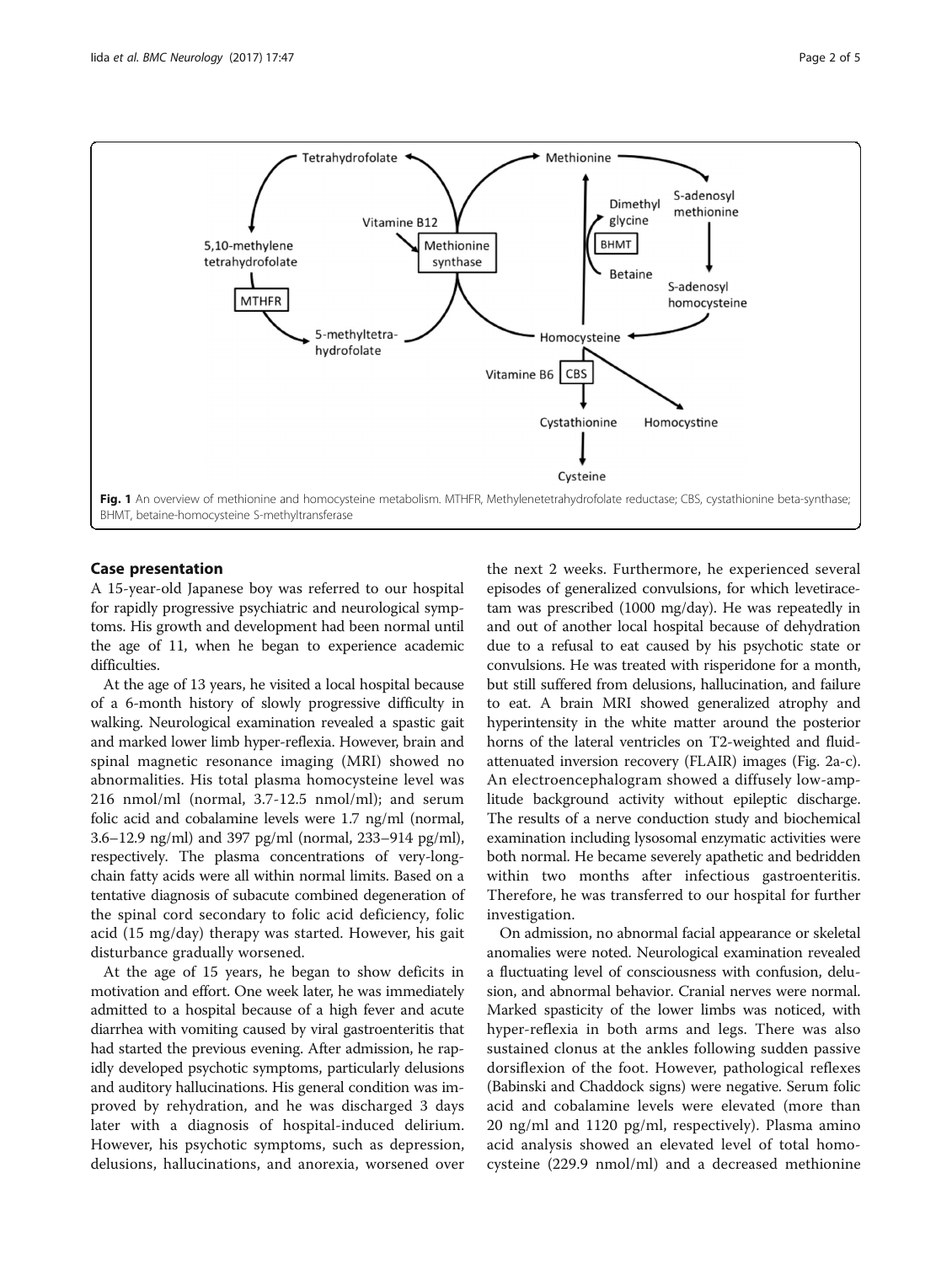Fig. 1 An overview of methionine and homocysteine metabolism. MTHFR, Methylenetetrahydrofolate reductase; CBS, cystathionine beta-synthase; BHMT, betaine-homocysteine S-methyltransferase

## Case presentation

A 15-year-old Japanese boy was referred to our hospital for rapidly progressive psychiatric and neurological symptoms. His growth and development had been normal until the age of 11, when he began to experience academic difficulties.

At the age of 13 years, he visited a local hospital because of a 6-month history of slowly progressive difficulty in walking. Neurological examination revealed a spastic gait and marked lower limb hyper-reflexia. However, brain and spinal magnetic resonance imaging (MRI) showed no abnormalities. His total plasma homocysteine level was 216 nmol/ml (normal, 3.7-12.5 nmol/ml); and serum folic acid and cobalamine levels were 1.7 ng/ml (normal, 3.6–12.9 ng/ml) and 397 pg/ml (normal, 233–914 pg/ml), respectively. The plasma concentrations of very-long-chain fatty acids were all within normal limits. Based on a tentative diagnosis of subacute combined degeneration of the spinal cord secondary to folic acid deficiency, folic acid (15 mg/day) therapy was started. However, his gait disturbance gradually worsened.

At the age of 15 years, he began to show deficits in motivation and effort. One week later, he was immediately admitted to a hospital because of a high fever and acute diarrhea with vomiting caused by viral gastroenteritis that had started the previous evening. After admission, he rapidly developed psychotic symptoms, particularly delusions and auditory hallucinations. His general condition was improved by rehydration, and he was discharged 3 days later with a diagnosis of hospital-induced delirium. However, his psychotic symptoms, such as depression, delusions, hallucinations, and anorexia, worsened over the next 2 weeks. Furthermore, he experienced several episodes of generalized convulsions, for which levetiracetam was prescribed (1000 mg/day). He was repeatedly in and out of another local hospital because of dehydration due to a refusal to eat caused by his psychotic state or convulsions. He was treated with risperidone for a month, but still suffered from delusions, hallucination, and failure to eat. A brain MRI showed generalized atrophy and hyperintensity in the white matter around the posterior horns of the lateral ventricles on T2-weighted and fluid-attenuated inversion recovery (FLAIR) images (Fig. 2a-c). An electroencephalogram showed a diffusely low-amplitude background activity without epileptic discharge. The results of a nerve conduction study and biochemical examination including lysosomal enzymatic activities were both normal. He became severely apathetic and bedridden within two months after infectious gastroenteritis. Therefore, he was transferred to our hospital for further investigation.

On admission, no abnormal facial appearance or skeletal anomalies were noted. Neurological examination revealed a fluctuating level of consciousness with confusion, delusion, and abnormal behavior. Cranial nerves were normal. Marked spasticity of the lower limbs was noticed, with hyper-reflexia in both arms and legs. There was also sustained clonus at the ankles following sudden passive dorsiflexion of the foot. However, pathological reflexes (Babinski and Chaddock signs) were negative. Serum folic acid and cobalamine levels were elevated (more than 20 ng/ml and 1120 pg/ml, respectively). Plasma amino acid analysis showed an elevated level of total homocysteine (229.9 nmol/ml) and a decreased methionine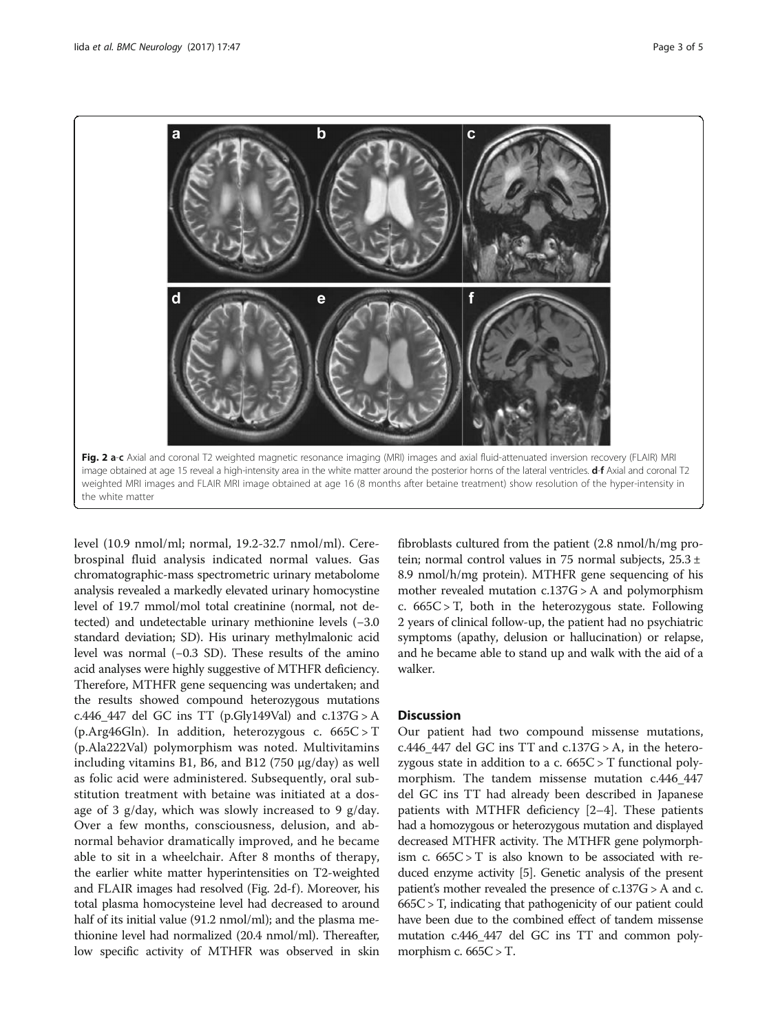**Fig. 2 a-c** Axial and coronal T2 weighted magnetic resonance imaging (MRI) images and axial fluid-attenuated inversion recovery (FLAIR) MRI image obtained at age 15 reveal a high-intensity area in the white matter around the posterior horns of the lateral ventricles. **d-f** Axial and coronal T2 weighted MRI images and FLAIR MRI image obtained at age 16 (8 months after betaine treatment) show resolution of the hyper-intensity in the white matter

level (10.9 nmol/ml; normal, 19.2-32.7 nmol/ml). Cerebrospinal fluid analysis indicated normal values. Gas chromatographic-mass spectrometric urinary metabolome analysis revealed a markedly elevated urinary homocystine level of 19.7 mmol/mol total creatinine (normal, not detected) and undetectable urinary methionine levels (−3.0 standard deviation; SD). His urinary methylmalonic acid level was normal (−0.3 SD). These results of the amino acid analyses were highly suggestive of MTHFR deficiency. Therefore, MTHFR gene sequencing was undertaken; and the results showed compound heterozygous mutations c.446_447 del GC ins TT (p.Gly149Val) and c.137G > A (p.Arg46Gln). In addition, heterozygous c. 665C > T (p.Ala222Val) polymorphism was noted. Multivitamins including vitamins B1, B6, and B12 (750 μg/day) as well as folic acid were administered. Subsequently, oral substitution treatment with betaine was initiated at a dosage of 3 g/day, which was slowly increased to 9 g/day. Over a few months, consciousness, delusion, and abnormal behavior dramatically improved, and he became able to sit in a wheelchair. After 8 months of therapy, the earlier white matter hyperintensities on T2-weighted and FLAIR images had resolved (Fig. 2d-f). Moreover, his total plasma homocysteine level had decreased to around half of its initial value (91.2 nmol/ml); and the plasma methionine level had normalized (20.4 nmol/ml). Thereafter, low specific activity of MTHFR was observed in skin fibroblasts cultured from the patient (2.8 nmol/h/mg protein; normal control values in 75 normal subjects, 25.3 ± 8.9 nmol/h/mg protein). MTHFR gene sequencing of his mother revealed mutation c.137G > A and polymorphism c. 665C > T, both in the heterozygous state. Following 2 years of clinical follow-up, the patient had no psychiatric symptoms (apathy, delusion or hallucination) or relapse, and he became able to stand up and walk with the aid of a walker.

## Discussion

Our patient had two compound missense mutations, c.446_447 del GC ins TT and c.137G > A, in the heterozygous state in addition to a c. 665C > T functional polymorphism. The tandem missense mutation c.446_447 del GC ins TT had already been described in Japanese patients with MTHFR deficiency [2–4]. These patients had a homozygous or heterozygous mutation and displayed decreased MTHFR activity. The MTHFR gene polymorphism c. 665C > T is also known to be associated with reduced enzyme activity [5]. Genetic analysis of the present patient's mother revealed the presence of c.137G > A and c. 665C > T, indicating that pathogenicity of our patient could have been due to the combined effect of tandem missense mutation c.446_447 del GC ins TT and common polymorphism c. 665C > T.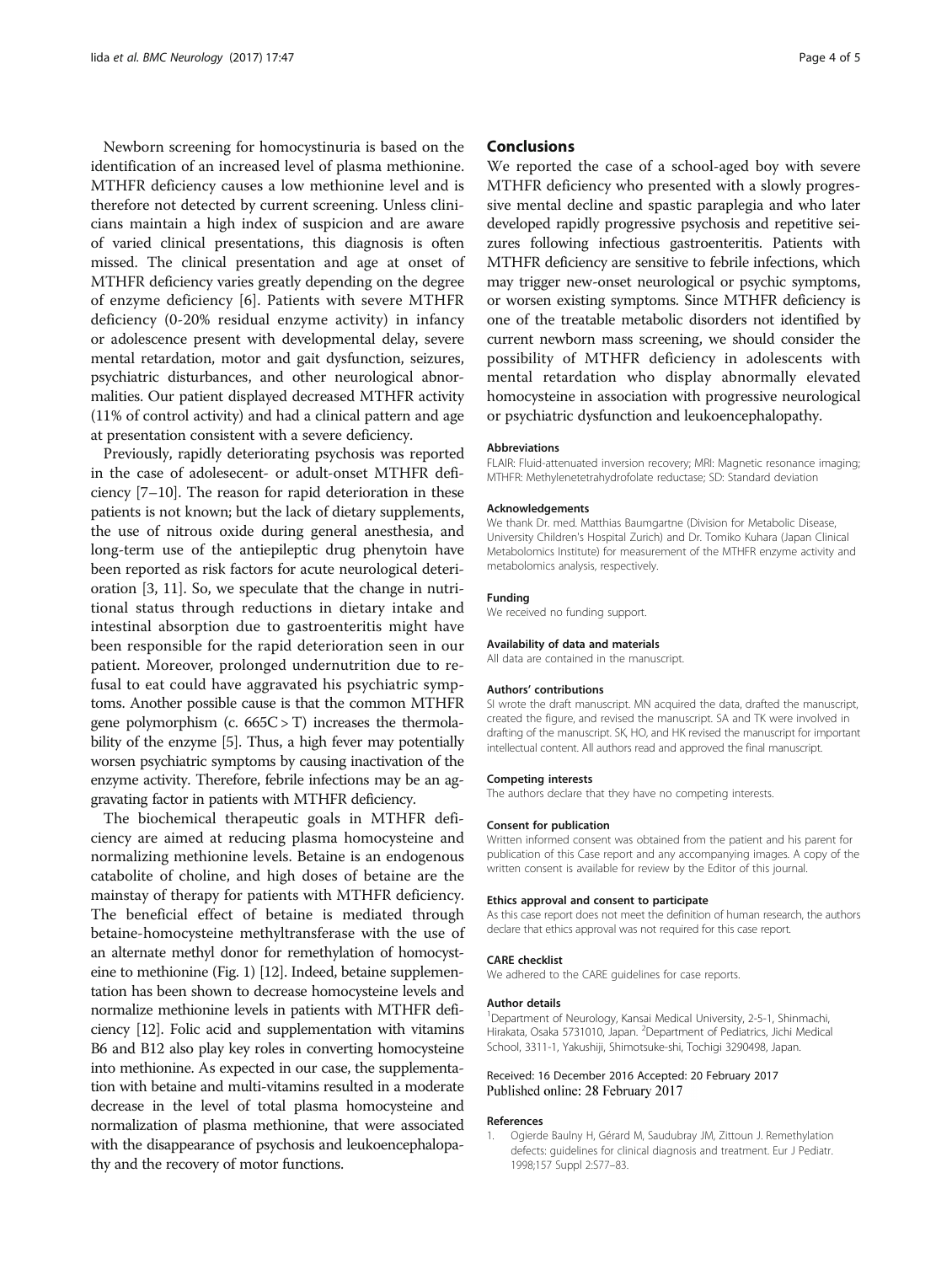Newborn screening for homocystinuria is based on the identification of an increased level of plasma methionine. MTHFR deficiency causes a low methionine level and is therefore not detected by current screening. Unless clinicians maintain a high index of suspicion and are aware of varied clinical presentations, this diagnosis is often missed. The clinical presentation and age at onset of MTHFR deficiency varies greatly depending on the degree of enzyme deficiency [6]. Patients with severe MTHFR deficiency (0-20% residual enzyme activity) in infancy or adolescence present with developmental delay, severe mental retardation, motor and gait dysfunction, seizures, psychiatric disturbances, and other neurological abnormalities. Our patient displayed decreased MTHFR activity (11% of control activity) and had a clinical pattern and age at presentation consistent with a severe deficiency.

Previously, rapidly deteriorating psychosis was reported in the case of adolesecent- or adult-onset MTHFR deficiency [7–10]. The reason for rapid deterioration in these patients is not known; but the lack of dietary supplements, the use of nitrous oxide during general anesthesia, and long-term use of the antiepileptic drug phenytoin have been reported as risk factors for acute neurological deterioration [3, 11]. So, we speculate that the change in nutritional status through reductions in dietary intake and intestinal absorption due to gastroenteritis might have been responsible for the rapid deterioration seen in our patient. Moreover, prolonged undernutrition due to refusal to eat could have aggravated his psychiatric symptoms. Another possible cause is that the common MTHFR gene polymorphism (c. 665C > T) increases the thermolability of the enzyme [5]. Thus, a high fever may potentially worsen psychiatric symptoms by causing inactivation of the enzyme activity. Therefore, febrile infections may be an aggravating factor in patients with MTHFR deficiency.

The biochemical therapeutic goals in MTHFR deficiency are aimed at reducing plasma homocysteine and normalizing methionine levels. Betaine is an endogenous catabolite of choline, and high doses of betaine are the mainstay of therapy for patients with MTHFR deficiency. The beneficial effect of betaine is mediated through betaine-homocysteine methyltransferase with the use of an alternate methyl donor for remethylation of homocysteine to methionine (Fig. 1) [12]. Indeed, betaine supplementation has been shown to decrease homocysteine levels and normalize methionine levels in patients with MTHFR deficiency [12]. Folic acid and supplementation with vitamins B6 and B12 also play key roles in converting homocysteine into methionine. As expected in our case, the supplementation with betaine and multi-vitamins resulted in a moderate decrease in the level of total plasma homocysteine and normalization of plasma methionine, that were associated with the disappearance of psychosis and leukoencephalopathy and the recovery of motor functions.

## Conclusions

We reported the case of a school-aged boy with severe MTHFR deficiency who presented with a slowly progressive mental decline and spastic paraplegia and who later developed rapidly progressive psychosis and repetitive seizures following infectious gastroenteritis. Patients with MTHFR deficiency are sensitive to febrile infections, which may trigger new-onset neurological or psychic symptoms, or worsen existing symptoms. Since MTHFR deficiency is one of the treatable metabolic disorders not identified by current newborn mass screening, we should consider the possibility of MTHFR deficiency in adolescents with mental retardation who display abnormally elevated homocysteine in association with progressive neurological or psychiatric dysfunction and leukoencephalopathy.

#### Abbreviations

FLAIR: Fluid-attenuated inversion recovery; MRI: Magnetic resonance imaging; MTHFR: Methylenetetrahydrofolate reductase; SD: Standard deviation

#### Acknowledgements

We thank Dr. med. Matthias Baumgartne (Division for Metabolic Disease, University Children's Hospital Zurich) and Dr. Tomiko Kuhara (Japan Clinical Metabolomics Institute) for measurement of the MTHFR enzyme activity and metabolomics analysis, respectively.

#### Funding

We received no funding support.

#### Availability of data and materials

All data are contained in the manuscript.

#### Authors' contributions

SI wrote the draft manuscript. MN acquired the data, drafted the manuscript, created the figure, and revised the manuscript. SA and TK were involved in drafting of the manuscript. SK, HO, and HK revised the manuscript for important intellectual content. All authors read and approved the final manuscript.

#### Competing interests

The authors declare that they have no competing interests.

#### Consent for publication

Written informed consent was obtained from the patient and his parent for publication of this Case report and any accompanying images. A copy of the written consent is available for review by the Editor of this journal.

#### Ethics approval and consent to participate

As this case report does not meet the definition of human research, the authors declare that ethics approval was not required for this case report.

#### CARE checklist

We adhered to the CARE guidelines for case reports.

#### Author details

[1]Department of Neurology, Kansai Medical University, 2-5-1, Shinmachi, Hirakata, Osaka 5731010, Japan. [2]Department of Pediatrics, Jichi Medical School, 3311-1, Yakushiji, Shimotsuke-shi, Tochigi 3290498, Japan.

Received: 16 December 2016 Accepted: 20 February 2017
Published online: 28 February 2017

#### References

1. Ogierde Baulny H, Gérard M, Saudubray JM, Zittoun J. Remethylation defects: guidelines for clinical diagnosis and treatment. Eur J Pediatr. 1998;157 Suppl 2:S77–83.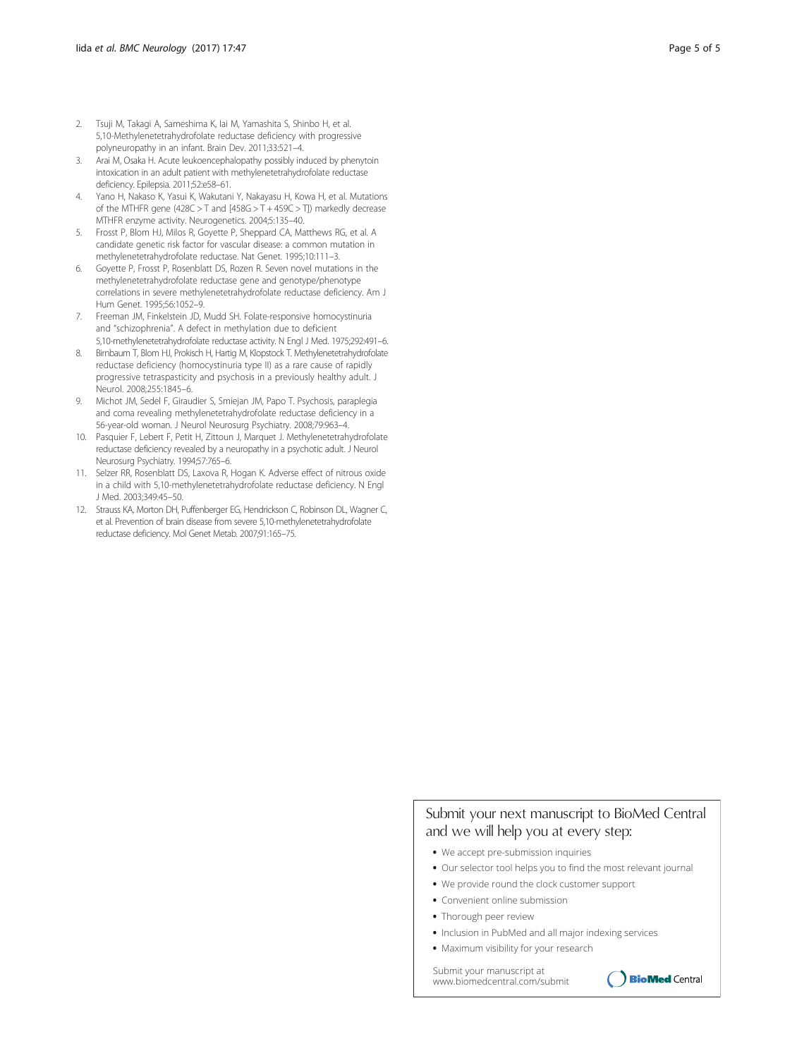2. Tsuji M, Takagi A, Sameshima K, Iai M, Yamashita S, Shinbo H, et al. 5,10-Methylenetetrahydrofolate reductase deficiency with progressive polyneuropathy in an infant. Brain Dev. 2011;33:521–4.
3. Arai M, Osaka H. Acute leukoencephalopathy possibly induced by phenytoin intoxication in an adult patient with methylenetetrahydrofolate reductase deficiency. Epilepsia. 2011;52:e58–61.
4. Yano H, Nakaso K, Yasui K, Wakutani Y, Nakayasu H, Kowa H, et al. Mutations of the MTHFR gene (428C > T and [458G > T + 459C > T]) markedly decrease MTHFR enzyme activity. Neurogenetics. 2004;5:135–40.
5. Frosst P, Blom HJ, Milos R, Goyette P, Sheppard CA, Matthews RG, et al. A candidate genetic risk factor for vascular disease: a common mutation in methylenetetrahydrofolate reductase. Nat Genet. 1995;10:111–3.
6. Goyette P, Frosst P, Rosenblatt DS, Rozen R. Seven novel mutations in the methylenetetrahydrofolate reductase gene and genotype/phenotype correlations in severe methylenetetrahydrofolate reductase deficiency. Am J Hum Genet. 1995;56:1052–9.
7. Freeman JM, Finkelstein JD, Mudd SH. Folate-responsive homocystinuria and "schizophrenia". A defect in methylation due to deficient 5,10-methylenetetrahydrofolate reductase activity. N Engl J Med. 1975;292:491–6.
8. Birnbaum T, Blom HJ, Prokisch H, Hartig M, Klopstock T. Methylenetetrahydrofolate reductase deficiency (homocystinuria type II) as a rare cause of rapidly progressive tetraspasticity and psychosis in a previously healthy adult. J Neurol. 2008;255:1845–6.
9. Michot JM, Sedel F, Giraudier S, Smiejan JM, Papo T. Psychosis, paraplegia and coma revealing methylenetetrahydrofolate reductase deficiency in a 56-year-old woman. J Neurol Neurosurg Psychiatry. 2008;79:963–4.
10. Pasquier F, Lebert F, Petit H, Zittoun J, Marquet J. Methylenetetrahydrofolate reductase deficiency revealed by a neuropathy in a psychotic adult. J Neurol Neurosurg Psychiatry. 1994;57:765–6.
11. Selzer RR, Rosenblatt DS, Laxova R, Hogan K. Adverse effect of nitrous oxide in a child with 5,10-methylenetetrahydrofolate reductase deficiency. N Engl J Med. 2003;349:45–50.
12. Strauss KA, Morton DH, Puffenberger EG, Hendrickson C, Robinson DL, Wagner C, et al. Prevention of brain disease from severe 5,10-methylenetetrahydrofolate reductase deficiency. Mol Genet Metab. 2007;91:165–75.

Submit your next manuscript to BioMed Central and we will help you at every step:

- We accept pre-submission inquiries
- Our selector tool helps you to find the most relevant journal
- We provide round the clock customer support
- Convenient online submission
- Thorough peer review
- Inclusion in PubMed and all major indexing services
- Maximum visibility for your research

Submit your manuscript at www.biomedcentral.com/submit

BioMed Central